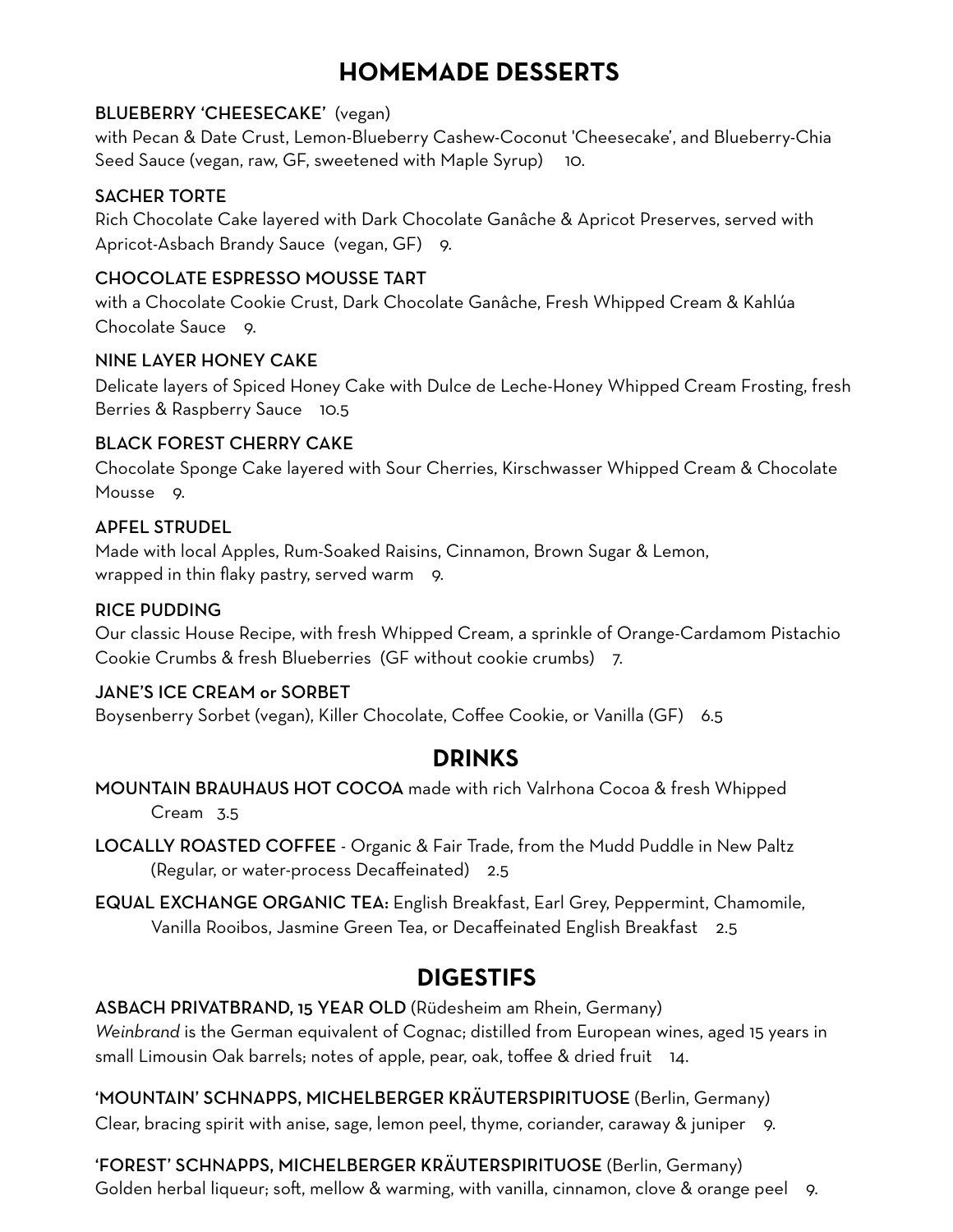# HOMEMADE DESSERTS

**BLUEBERRY 'CHEESECAKE'** (vegan)
with Pecan & Date Crust, Lemon-Blueberry Cashew-Coconut 'Cheesecake', and Blueberry-Chia Seed Sauce (vegan, raw, GF, sweetened with Maple Syrup) 10.

**SACHER TORTE**
Rich Chocolate Cake layered with Dark Chocolate Ganâche & Apricot Preserves, served with Apricot-Asbach Brandy Sauce (vegan, GF) 9.

**CHOCOLATE ESPRESSO MOUSSE TART**
with a Chocolate Cookie Crust, Dark Chocolate Ganâche, Fresh Whipped Cream & Kahlúa Chocolate Sauce 9.

**NINE LAYER HONEY CAKE**
Delicate layers of Spiced Honey Cake with Dulce de Leche-Honey Whipped Cream Frosting, fresh Berries & Raspberry Sauce 10.5

**BLACK FOREST CHERRY CAKE**
Chocolate Sponge Cake layered with Sour Cherries, Kirschwasser Whipped Cream & Chocolate Mousse 9.

**APFEL STRUDEL**
Made with local Apples, Rum-Soaked Raisins, Cinnamon, Brown Sugar & Lemon, wrapped in thin flaky pastry, served warm 9.

**RICE PUDDING**
Our classic House Recipe, with fresh Whipped Cream, a sprinkle of Orange-Cardamom Pistachio Cookie Crumbs & fresh Blueberries (GF without cookie crumbs) 7.

**JANE'S ICE CREAM or SORBET**
Boysenberry Sorbet (vegan), Killer Chocolate, Coffee Cookie, or Vanilla (GF) 6.5

# DRINKS

**MOUNTAIN BRAUHAUS HOT COCOA** made with rich Valrhona Cocoa & fresh Whipped Cream 3.5

**LOCALLY ROASTED COFFEE** - Organic & Fair Trade, from the Mudd Puddle in New Paltz (Regular, or water-process Decaffeinated) 2.5

**EQUAL EXCHANGE ORGANIC TEA:** English Breakfast, Earl Grey, Peppermint, Chamomile, Vanilla Rooibos, Jasmine Green Tea, or Decaffeinated English Breakfast 2.5

# DIGESTIFS

**ASBACH PRIVATBRAND, 15 YEAR OLD** (Rüdesheim am Rhein, Germany)
*Weinbrand* is the German equivalent of Cognac; distilled from European wines, aged 15 years in small Limousin Oak barrels; notes of apple, pear, oak, toffee & dried fruit 14.

**'MOUNTAIN' SCHNAPPS, MICHELBERGER KRÄUTERSPIRITUOSE** (Berlin, Germany)
Clear, bracing spirit with anise, sage, lemon peel, thyme, coriander, caraway & juniper 9.

**'FOREST' SCHNAPPS, MICHELBERGER KRÄUTERSPIRITUOSE** (Berlin, Germany)
Golden herbal liqueur; soft, mellow & warming, with vanilla, cinnamon, clove & orange peel 9.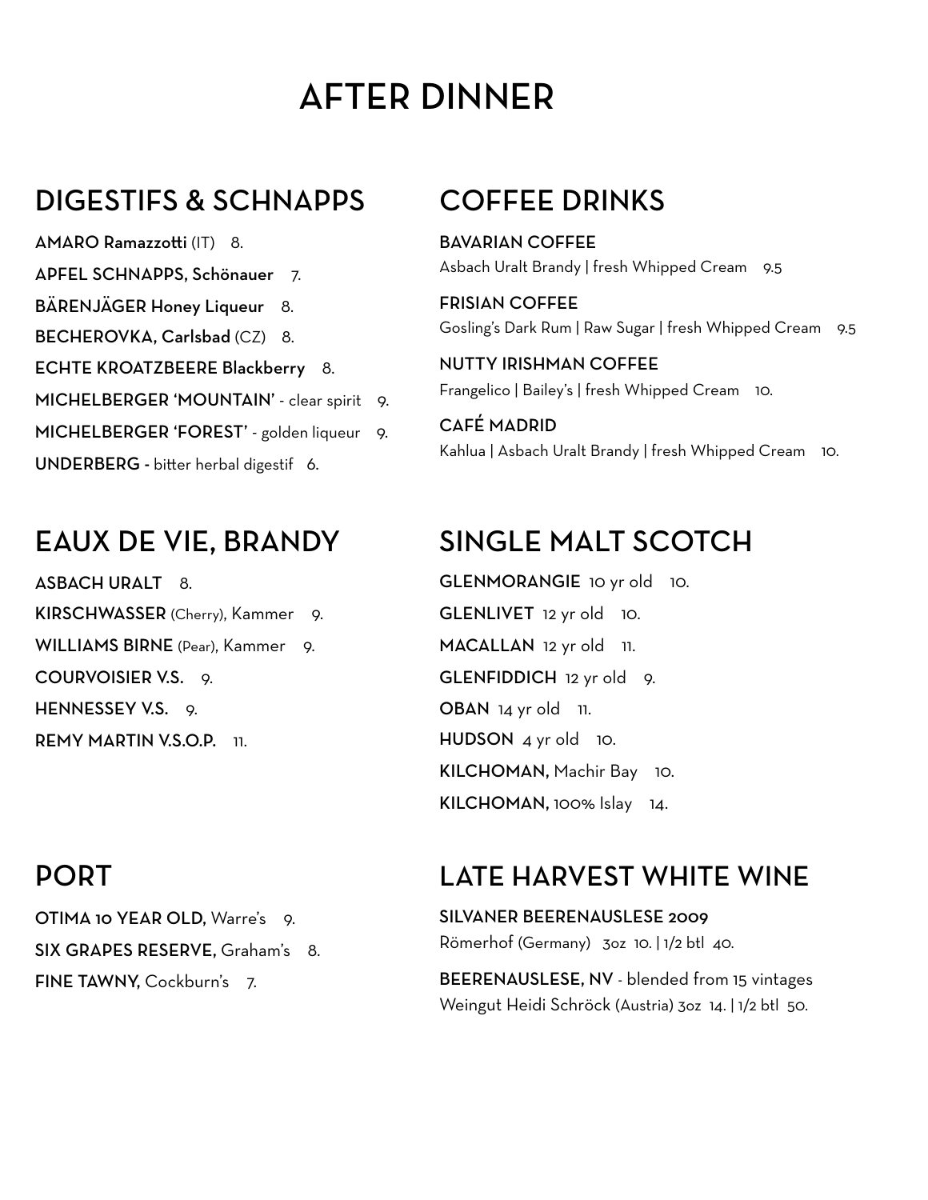# AFTER DINNER

## DIGESTIFS & SCHNAPPS

**AMARO Ramazzotti** (IT) 8.

**APFEL SCHNAPPS, Schönauer** 7.

**BÄRENJÄGER Honey Liqueur** 8.

**BECHEROVKA, Carlsbad** (CZ) 8.

**ECHTE KROATZBEERE Blackberry** 8.

**MICHELBERGER 'MOUNTAIN'** - clear spirit 9.

**MICHELBERGER 'FOREST'** - golden liqueur 9.

**UNDERBERG -** bitter herbal digestif 6.

## EAUX DE VIE, BRANDY

**ASBACH URALT** 8.

**KIRSCHWASSER** (Cherry), Kammer 9.

**WILLIAMS BIRNE** (Pear), Kammer 9.

**COURVOISIER V.S.** 9.

**HENNESSEY V.S.** 9.

**REMY MARTIN V.S.O.P.** 11.

## PORT

**OTIMA 10 YEAR OLD,** Warre's 9.

**SIX GRAPES RESERVE,** Graham's 8.

**FINE TAWNY,** Cockburn's 7.

## COFFEE DRINKS

**BAVARIAN COFFEE**
Asbach Uralt Brandy | fresh Whipped Cream 9.5

**FRISIAN COFFEE**
Gosling's Dark Rum | Raw Sugar | fresh Whipped Cream 9.5

**NUTTY IRISHMAN COFFEE**
Frangelico | Bailey's | fresh Whipped Cream 10.

**CAFÉ MADRID**
Kahlua | Asbach Uralt Brandy | fresh Whipped Cream 10.

## SINGLE MALT SCOTCH

**GLENMORANGIE** 10 yr old 10.

**GLENLIVET** 12 yr old 10.

**MACALLAN** 12 yr old 11.

**GLENFIDDICH** 12 yr old 9.

**OBAN** 14 yr old 11.

**HUDSON** 4 yr old 10.

**KILCHOMAN,** Machir Bay 10.

**KILCHOMAN,** 100% Islay 14.

## LATE HARVEST WHITE WINE

**SILVANER BEERENAUSLESE 2009**
Römerhof (Germany) 3oz 10. | 1/2 btl 40.

**BEERENAUSLESE, NV** - blended from 15 vintages
Weingut Heidi Schröck (Austria) 3oz 14. | 1/2 btl 50.